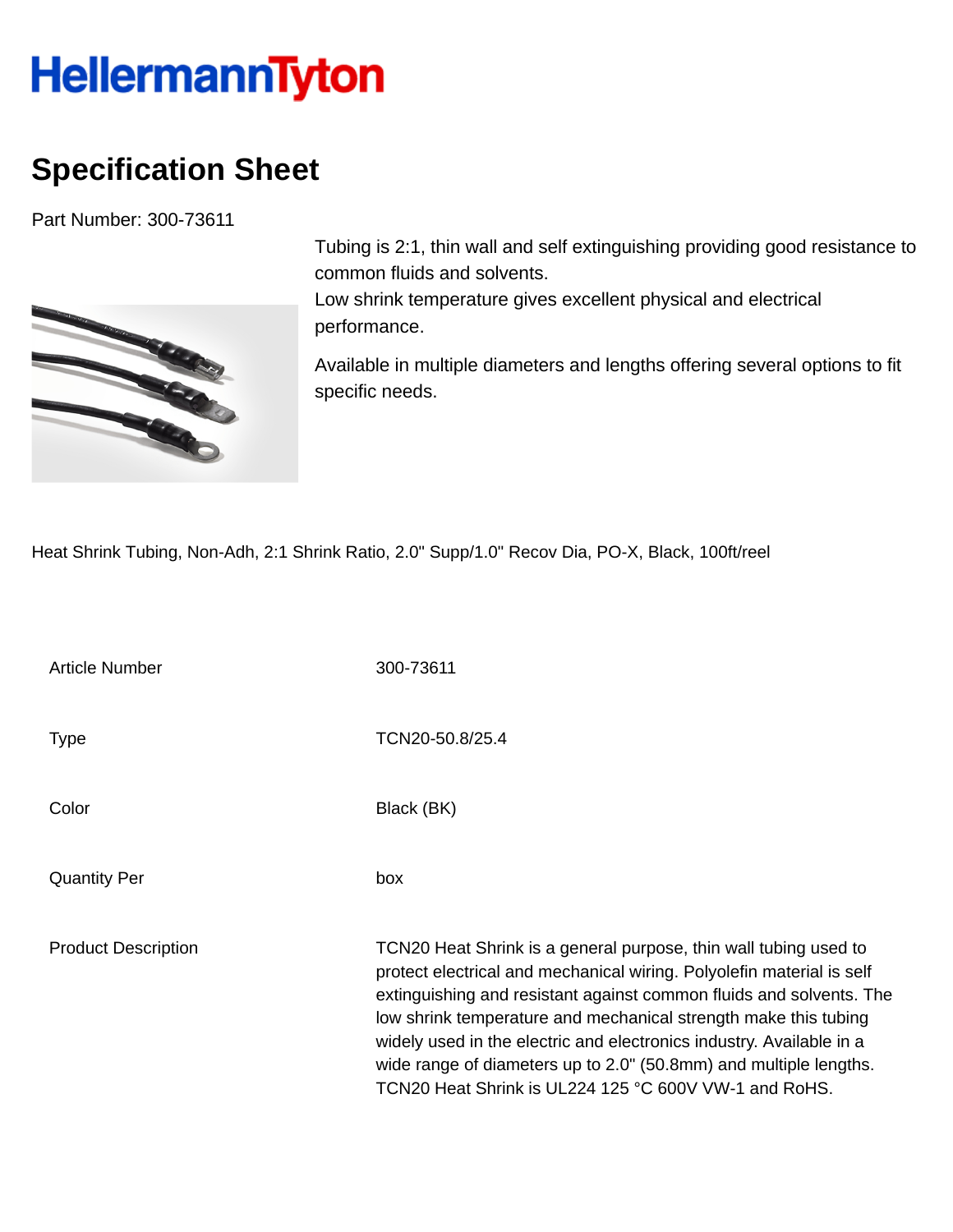# HellermannTyton

## Specification Sheet

Part Number: 300-73611

Tubing is 2:1, thin wall and self extinguishing providing good resistance to common fluids and solvents.
Low shrink temperature gives excellent physical and electrical performance.

Available in multiple diameters and lengths offering several options to fit specific needs.

Heat Shrink Tubing, Non-Adh, 2:1 Shrink Ratio, 2.0" Supp/1.0" Recov Dia, PO-X, Black, 100ft/reel

| | |
|---|---|
| Article Number | 300-73611 |
| Type | TCN20-50.8/25.4 |
| Color | Black (BK) |
| Quantity Per | box |
| Product Description | TCN20 Heat Shrink is a general purpose, thin wall tubing used to protect electrical and mechanical wiring. Polyolefin material is self extinguishing and resistant against common fluids and solvents. The low shrink temperature and mechanical strength make this tubing widely used in the electric and electronics industry. Available in a wide range of diameters up to 2.0" (50.8mm) and multiple lengths. TCN20 Heat Shrink is UL224 125 °C 600V VW-1 and RoHS. |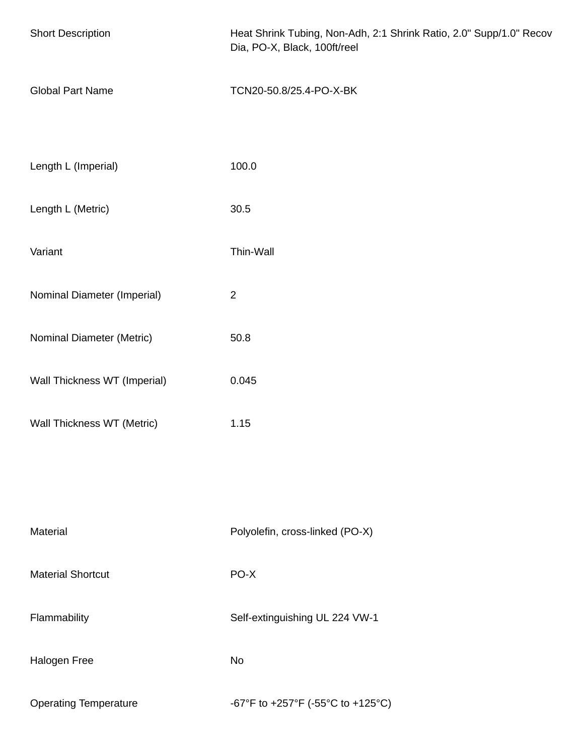| | |
|---|---|
| Short Description | Heat Shrink Tubing, Non-Adh, 2:1 Shrink Ratio, 2.0" Supp/1.0" Recov Dia, PO-X, Black, 100ft/reel |
| Global Part Name | TCN20-50.8/25.4-PO-X-BK |
| Length L (Imperial) | 100.0 |
| Length L (Metric) | 30.5 |
| Variant | Thin-Wall |
| Nominal Diameter (Imperial) | 2 |
| Nominal Diameter (Metric) | 50.8 |
| Wall Thickness WT (Imperial) | 0.045 |
| Wall Thickness WT (Metric) | 1.15 |
| Material | Polyolefin, cross-linked (PO-X) |
| Material Shortcut | PO-X |
| Flammability | Self-extinguishing UL 224 VW-1 |
| Halogen Free | No |
| Operating Temperature | -67°F to +257°F (-55°C to +125°C) |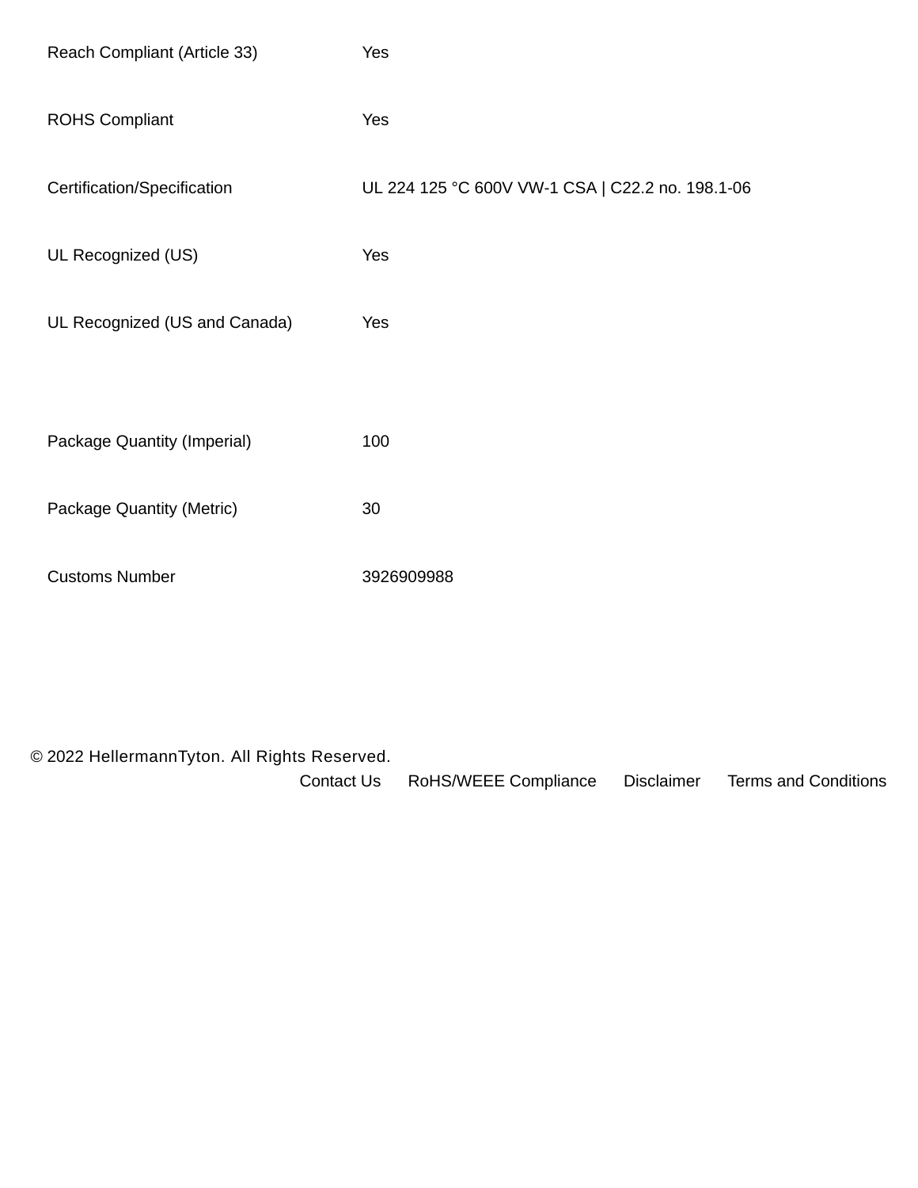| | |
|---|---|
| Reach Compliant (Article 33) | Yes |
| ROHS Compliant | Yes |
| Certification/Specification | UL 224 125 °C 600V VW-1 CSA \| C22.2 no. 198.1-06 |
| UL Recognized (US) | Yes |
| UL Recognized (US and Canada) | Yes |

| | |
|---|---|
| Package Quantity (Imperial) | 100 |
| Package Quantity (Metric) | 30 |
| Customs Number | 3926909988 |

© 2022 HellermannTyton. All Rights Reserved.

Contact Us RoHS/WEEE Compliance Disclaimer Terms and Conditions